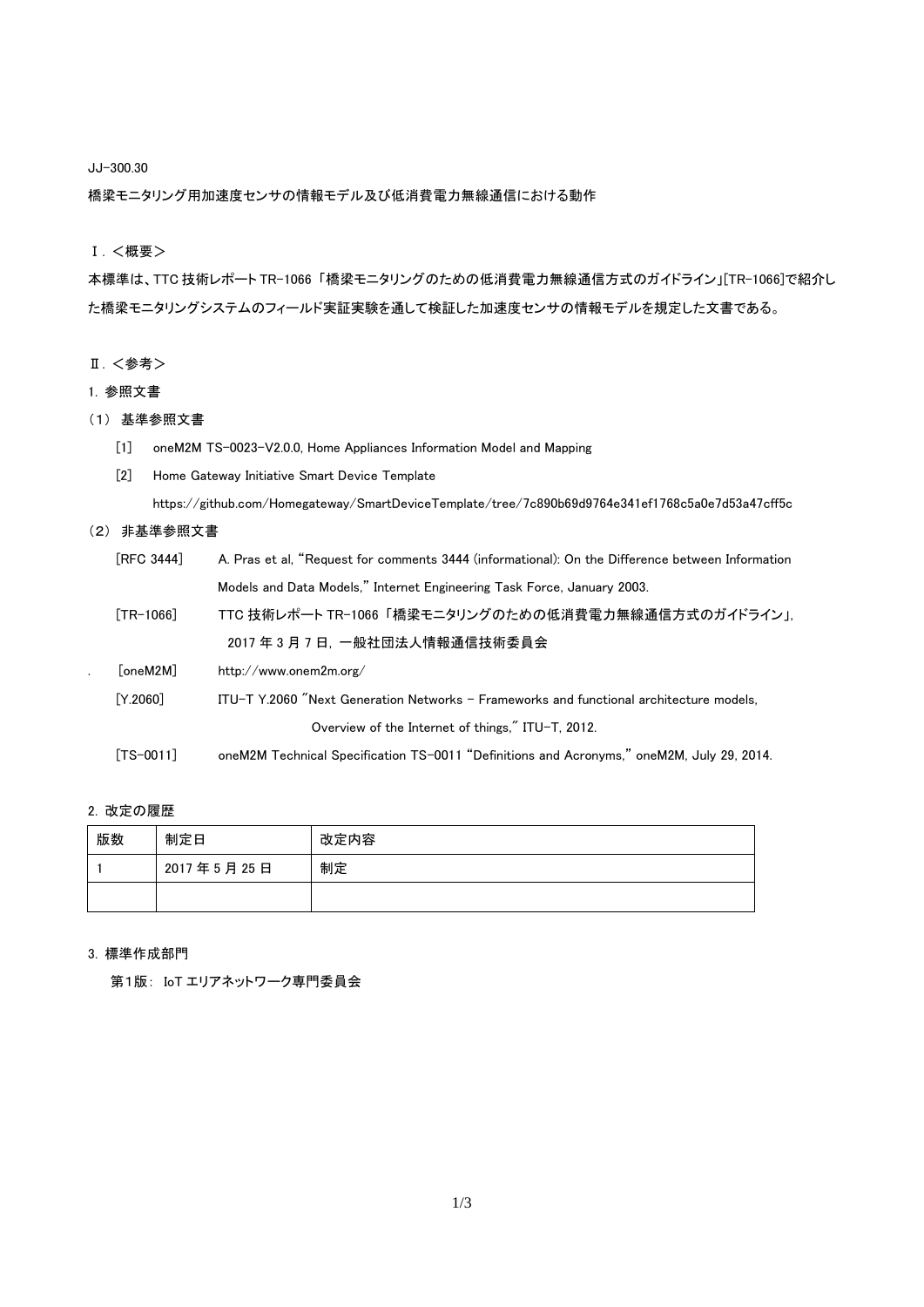JJ-300.30

# 橋梁モニタリング用加速度センサの情報モデル及び低消費電力無線通信における動作

## Ⅰ. <概要>

本標準は、TTC 技術レポート TR-1066「橋梁モニタリングのための低消費電力無線通信方式のガイドライン」[TR-1066]で紹介した橋梁モニタリングシステムのフィールド実証実験を通して検証した加速度センサの情報モデルを規定した文書である。

## Ⅱ. <参考>

### 1. 参照文書

#### (1) 基準参照文書

[1] oneM2M TS-0023-V2.0.0, Home Appliances Information Model and Mapping

[2] Home Gateway Initiative Smart Device Template
https://github.com/Homegateway/SmartDeviceTemplate/tree/7c890b69d9764e341ef1768c5a0e7d53a47cff5c

#### (2) 非基準参照文書

[RFC 3444] A. Pras et al, "Request for comments 3444 (informational): On the Difference between Information Models and Data Models," Internet Engineering Task Force, January 2003.

[TR-1066] TTC 技術レポート TR-1066「橋梁モニタリングのための低消費電力無線通信方式のガイドライン」, 2017 年 3 月 7 日, 一般社団法人情報通信技術委員会

[oneM2M] http://www.onem2m.org/

[Y.2060] ITU-T Y.2060 "Next Generation Networks - Frameworks and functional architecture models, Overview of the Internet of things," ITU-T, 2012.

[TS-0011] oneM2M Technical Specification TS-0011 "Definitions and Acronyms," oneM2M, July 29, 2014.

### 2. 改定の履歴

| 版数 | 制定日 | 改定内容 |
|---|---|---|
| 1 | 2017 年 5 月 25 日 | 制定 |
| | | |

### 3. 標準作成部門

第1版： IoT エリアネットワーク専門委員会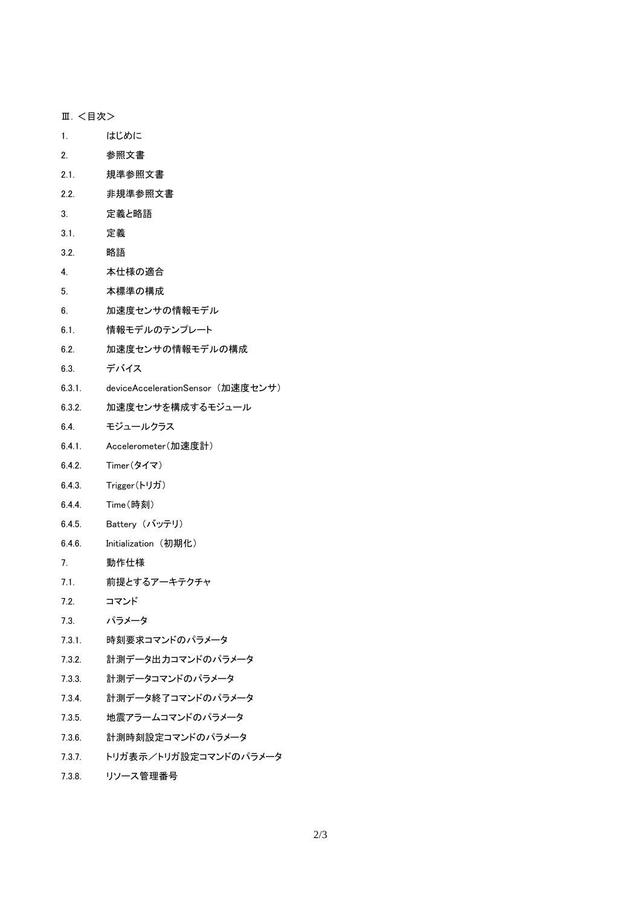Ⅲ. ＜目次＞

1.　はじめに

2.　参照文書

2.1.　規準参照文書

2.2.　非規準参照文書

3.　定義と略語

3.1.　定義

3.2.　略語

4.　本仕様の適合

5.　本標準の構成

6.　加速度センサの情報モデル

6.1.　情報モデルのテンプレート

6.2.　加速度センサの情報モデルの構成

6.3.　デバイス

6.3.1.　deviceAccelerationSensor （加速度センサ）

6.3.2.　加速度センサを構成するモジュール

6.4.　モジュールクラス

6.4.1.　Accelerometer（加速度計）

6.4.2.　Timer（タイマ）

6.4.3.　Trigger（トリガ）

6.4.4.　Time（時刻）

6.4.5.　Battery （バッテリ）

6.4.6.　Initialization （初期化）

7.　動作仕様

7.1.　前提とするアーキテクチャ

7.2.　コマンド

7.3.　パラメータ

7.3.1.　時刻要求コマンドのパラメータ

7.3.2.　計測データ出力コマンドのパラメータ

7.3.3.　計測データコマンドのパラメータ

7.3.4.　計測データ終了コマンドのパラメータ

7.3.5.　地震アラームコマンドのパラメータ

7.3.6.　計測時刻設定コマンドのパラメータ

7.3.7.　トリガ表示／トリガ設定コマンドのパラメータ

7.3.8.　リソース管理番号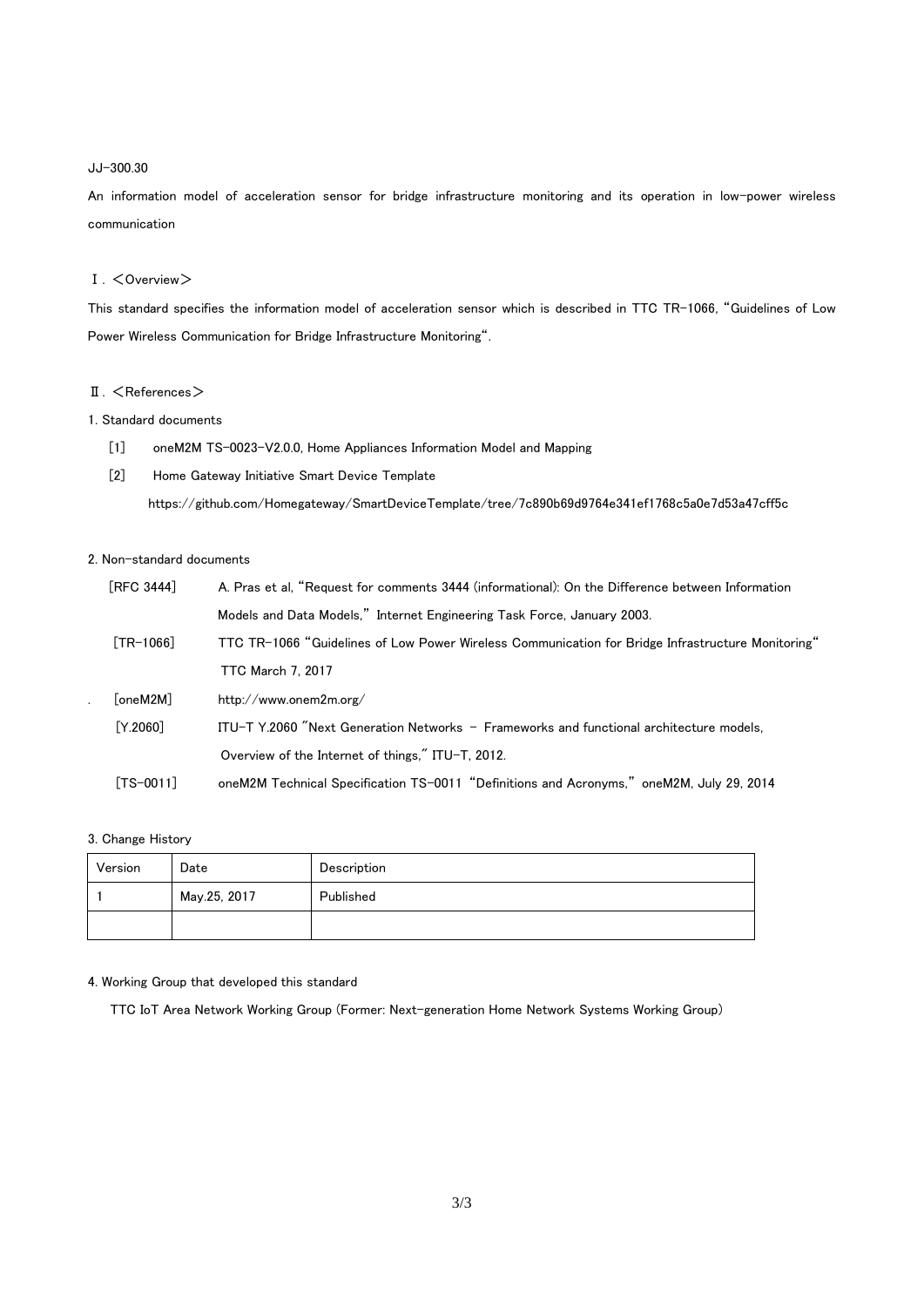JJ-300.30

An information model of acceleration sensor for bridge infrastructure monitoring and its operation in low-power wireless communication

## Ⅰ. <Overview>

This standard specifies the information model of acceleration sensor which is described in TTC TR-1066, "Guidelines of Low Power Wireless Communication for Bridge Infrastructure Monitoring".

## Ⅱ. <References>

### 1. Standard documents

[1] oneM2M TS-0023-V2.0.0, Home Appliances Information Model and Mapping

[2] Home Gateway Initiative Smart Device Template
https://github.com/Homegateway/SmartDeviceTemplate/tree/7c890b69d9764e341ef1768c5a0e7d53a47cff5c

### 2. Non-standard documents

[RFC 3444] A. Pras et al, "Request for comments 3444 (informational): On the Difference between Information Models and Data Models," Internet Engineering Task Force, January 2003.

[TR-1066] TTC TR-1066 "Guidelines of Low Power Wireless Communication for Bridge Infrastructure Monitoring" TTC March 7, 2017

[oneM2M] http://www.onem2m.org/

[Y.2060] ITU-T Y.2060 "Next Generation Networks – Frameworks and functional architecture models, Overview of the Internet of things," ITU-T, 2012.

[TS-0011] oneM2M Technical Specification TS-0011 "Definitions and Acronyms," oneM2M, July 29, 2014

### 3. Change History

| Version | Date | Description |
|---|---|---|
| 1 | May.25, 2017 | Published |
| | | |

### 4. Working Group that developed this standard

TTC IoT Area Network Working Group (Former: Next-generation Home Network Systems Working Group)